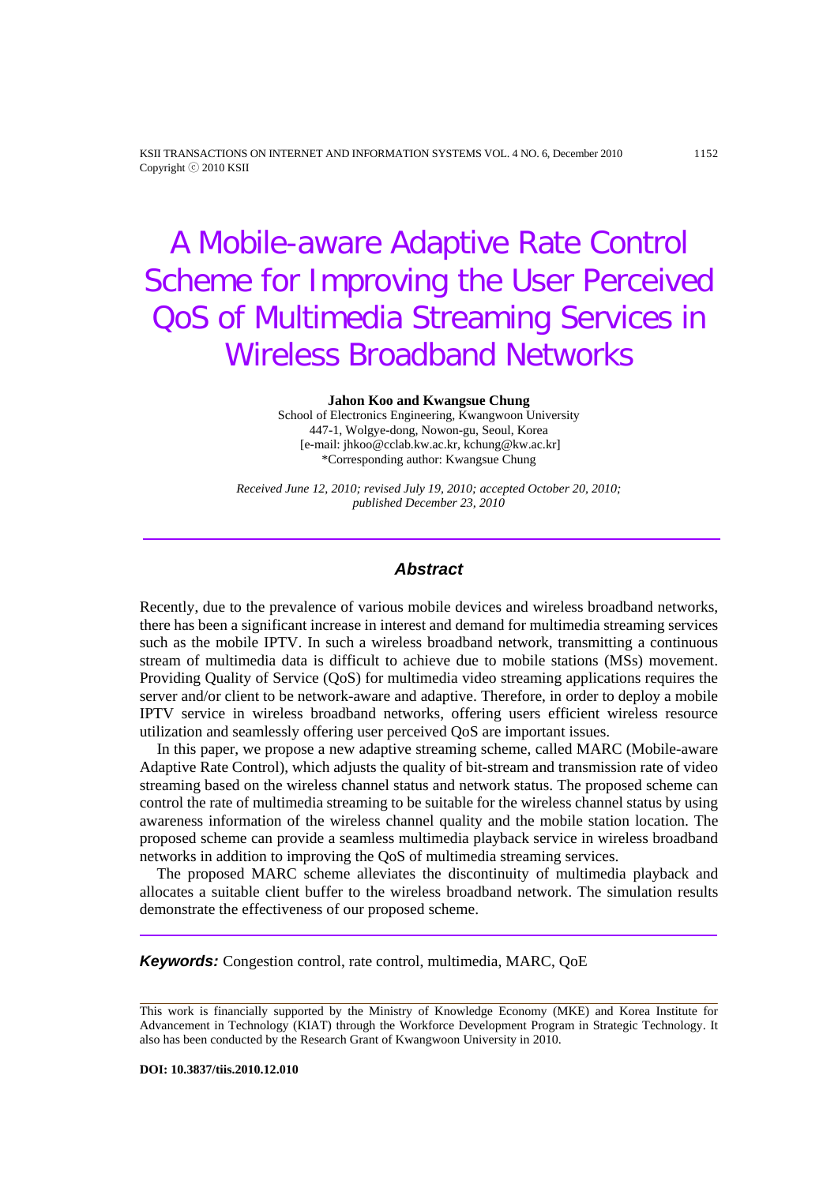# A Mobile-aware Adaptive Rate Control Scheme for Improving the User Perceived QoS of Multimedia Streaming Services in Wireless Broadband Networks

**Jahon Koo and Kwangsue Chung**

School of Electronics Engineering, Kwangwoon University
447-1, Wolgye-dong, Nowon-gu, Seoul, Korea
[e-mail: jhkoo@cclab.kw.ac.kr, kchung@kw.ac.kr]
*Corresponding author: Kwangsue Chung

*Received June 12, 2010; revised July 19, 2010; accepted October 20, 2010; published December 23, 2010*

## Abstract

Recently, due to the prevalence of various mobile devices and wireless broadband networks, there has been a significant increase in interest and demand for multimedia streaming services such as the mobile IPTV. In such a wireless broadband network, transmitting a continuous stream of multimedia data is difficult to achieve due to mobile stations (MSs) movement. Providing Quality of Service (QoS) for multimedia video streaming applications requires the server and/or client to be network-aware and adaptive. Therefore, in order to deploy a mobile IPTV service in wireless broadband networks, offering users efficient wireless resource utilization and seamlessly offering user perceived QoS are important issues.

In this paper, we propose a new adaptive streaming scheme, called MARC (Mobile-aware Adaptive Rate Control), which adjusts the quality of bit-stream and transmission rate of video streaming based on the wireless channel status and network status. The proposed scheme can control the rate of multimedia streaming to be suitable for the wireless channel status by using awareness information of the wireless channel quality and the mobile station location. The proposed scheme can provide a seamless multimedia playback service in wireless broadband networks in addition to improving the QoS of multimedia streaming services.

The proposed MARC scheme alleviates the discontinuity of multimedia playback and allocates a suitable client buffer to the wireless broadband network. The simulation results demonstrate the effectiveness of our proposed scheme.

***Keywords:*** Congestion control, rate control, multimedia, MARC, QoE

---

This work is financially supported by the Ministry of Knowledge Economy (MKE) and Korea Institute for Advancement in Technology (KIAT) through the Workforce Development Program in Strategic Technology. It also has been conducted by the Research Grant of Kwangwoon University in 2010.

**DOI: 10.3837/tiis.2010.12.010**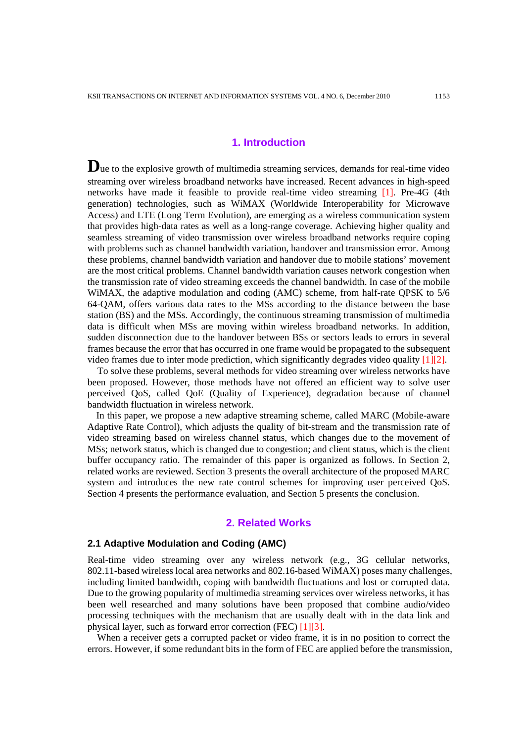## 1. Introduction

Due to the explosive growth of multimedia streaming services, demands for real-time video streaming over wireless broadband networks have increased. Recent advances in high-speed networks have made it feasible to provide real-time video streaming [1]. Pre-4G (4th generation) technologies, such as WiMAX (Worldwide Interoperability for Microwave Access) and LTE (Long Term Evolution), are emerging as a wireless communication system that provides high-data rates as well as a long-range coverage. Achieving higher quality and seamless streaming of video transmission over wireless broadband networks require coping with problems such as channel bandwidth variation, handover and transmission error. Among these problems, channel bandwidth variation and handover due to mobile stations' movement are the most critical problems. Channel bandwidth variation causes network congestion when the transmission rate of video streaming exceeds the channel bandwidth. In case of the mobile WiMAX, the adaptive modulation and coding (AMC) scheme, from half-rate QPSK to 5/6 64-QAM, offers various data rates to the MSs according to the distance between the base station (BS) and the MSs. Accordingly, the continuous streaming transmission of multimedia data is difficult when MSs are moving within wireless broadband networks. In addition, sudden disconnection due to the handover between BSs or sectors leads to errors in several frames because the error that has occurred in one frame would be propagated to the subsequent video frames due to inter mode prediction, which significantly degrades video quality [1][2].

To solve these problems, several methods for video streaming over wireless networks have been proposed. However, those methods have not offered an efficient way to solve user perceived QoS, called QoE (Quality of Experience), degradation because of channel bandwidth fluctuation in wireless network.

In this paper, we propose a new adaptive streaming scheme, called MARC (Mobile-aware Adaptive Rate Control), which adjusts the quality of bit-stream and the transmission rate of video streaming based on wireless channel status, which changes due to the movement of MSs; network status, which is changed due to congestion; and client status, which is the client buffer occupancy ratio. The remainder of this paper is organized as follows. In Section 2, related works are reviewed. Section 3 presents the overall architecture of the proposed MARC system and introduces the new rate control schemes for improving user perceived QoS. Section 4 presents the performance evaluation, and Section 5 presents the conclusion.

## 2. Related Works

### 2.1 Adaptive Modulation and Coding (AMC)

Real-time video streaming over any wireless network (e.g., 3G cellular networks, 802.11-based wireless local area networks and 802.16-based WiMAX) poses many challenges, including limited bandwidth, coping with bandwidth fluctuations and lost or corrupted data. Due to the growing popularity of multimedia streaming services over wireless networks, it has been well researched and many solutions have been proposed that combine audio/video processing techniques with the mechanism that are usually dealt with in the data link and physical layer, such as forward error correction (FEC) [1][3].

When a receiver gets a corrupted packet or video frame, it is in no position to correct the errors. However, if some redundant bits in the form of FEC are applied before the transmission,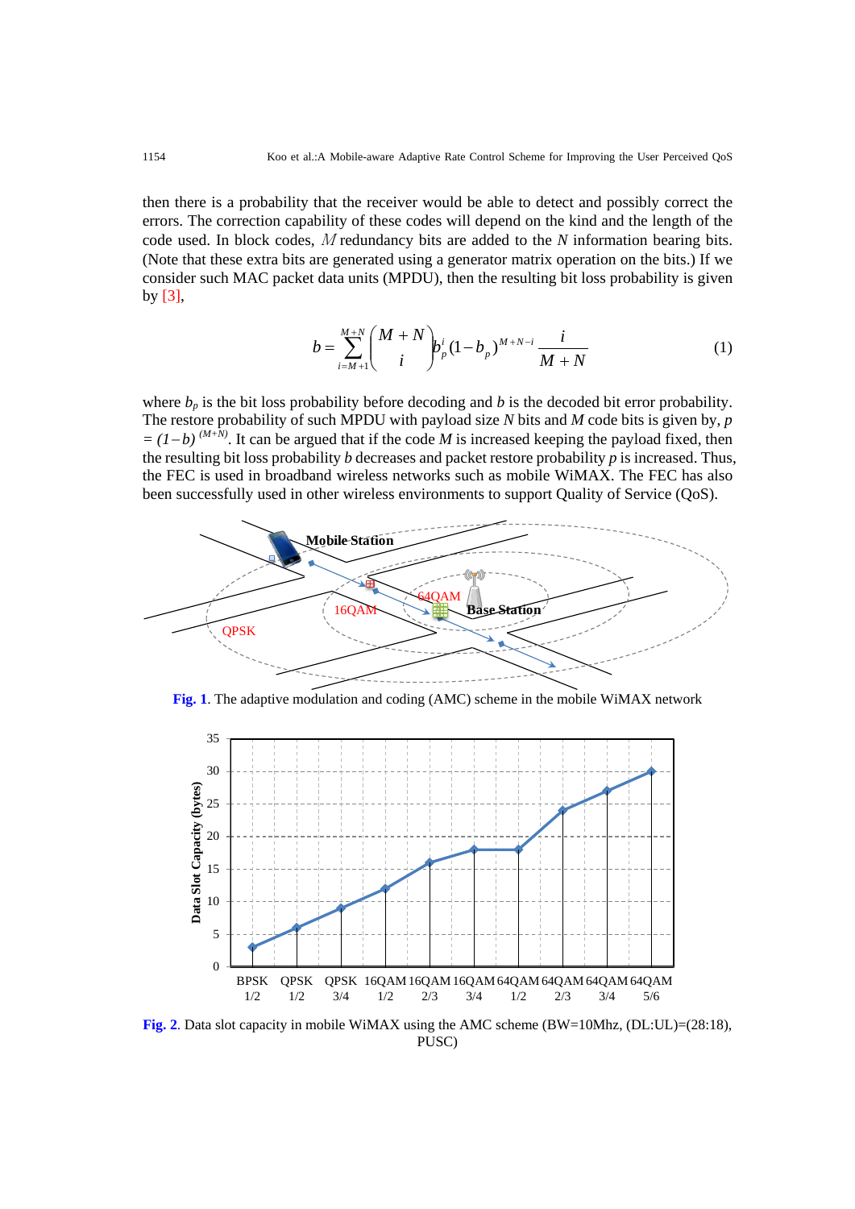then there is a probability that the receiver would be able to detect and possibly correct the errors. The correction capability of these codes will depend on the kind and the length of the code used. In block codes, $M$ redundancy bits are added to the $N$ information bearing bits. (Note that these extra bits are generated using a generator matrix operation on the bits.) If we consider such MAC packet data units (MPDU), then the resulting bit loss probability is given by [3],

$$b = \sum_{i=M+1}^{M+N} \binom{M+N}{i} b_p^i (1-b_p)^{M+N-i} \frac{i}{M+N} \tag{1}$$

where $b_p$ is the bit loss probability before decoding and $b$ is the decoded bit error probability. The restore probability of such MPDU with payload size $N$ bits and $M$ code bits is given by, $p = (1-b)^{(M+N)}$. It can be argued that if the code $M$ is increased keeping the payload fixed, then the resulting bit loss probability $b$ decreases and packet restore probability $p$ is increased. Thus, the FEC is used in broadband wireless networks such as mobile WiMAX. The FEC has also been successfully used in other wireless environments to support Quality of Service (QoS).

**Fig. 1**. The adaptive modulation and coding (AMC) scheme in the mobile WiMAX network

**Fig. 2**. Data slot capacity in mobile WiMAX using the AMC scheme (BW=10Mhz, (DL:UL)=(28:18), PUSC)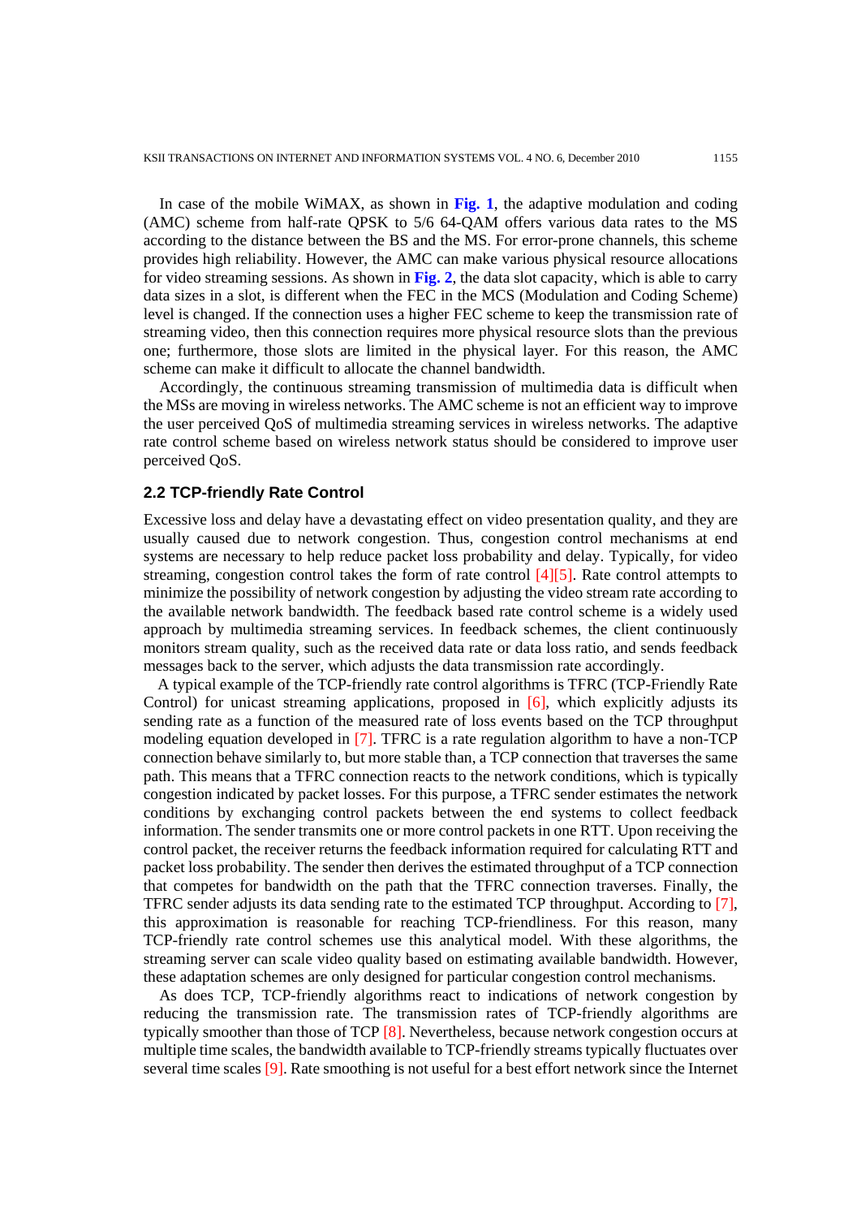In case of the mobile WiMAX, as shown in **Fig. 1**, the adaptive modulation and coding (AMC) scheme from half-rate QPSK to 5/6 64-QAM offers various data rates to the MS according to the distance between the BS and the MS. For error-prone channels, this scheme provides high reliability. However, the AMC can make various physical resource allocations for video streaming sessions. As shown in **Fig. 2**, the data slot capacity, which is able to carry data sizes in a slot, is different when the FEC in the MCS (Modulation and Coding Scheme) level is changed. If the connection uses a higher FEC scheme to keep the transmission rate of streaming video, then this connection requires more physical resource slots than the previous one; furthermore, those slots are limited in the physical layer. For this reason, the AMC scheme can make it difficult to allocate the channel bandwidth.

Accordingly, the continuous streaming transmission of multimedia data is difficult when the MSs are moving in wireless networks. The AMC scheme is not an efficient way to improve the user perceived QoS of multimedia streaming services in wireless networks. The adaptive rate control scheme based on wireless network status should be considered to improve user perceived QoS.

### 2.2 TCP-friendly Rate Control

Excessive loss and delay have a devastating effect on video presentation quality, and they are usually caused due to network congestion. Thus, congestion control mechanisms at end systems are necessary to help reduce packet loss probability and delay. Typically, for video streaming, congestion control takes the form of rate control [4][5]. Rate control attempts to minimize the possibility of network congestion by adjusting the video stream rate according to the available network bandwidth. The feedback based rate control scheme is a widely used approach by multimedia streaming services. In feedback schemes, the client continuously monitors stream quality, such as the received data rate or data loss ratio, and sends feedback messages back to the server, which adjusts the data transmission rate accordingly.

A typical example of the TCP-friendly rate control algorithms is TFRC (TCP-Friendly Rate Control) for unicast streaming applications, proposed in [6], which explicitly adjusts its sending rate as a function of the measured rate of loss events based on the TCP throughput modeling equation developed in [7]. TFRC is a rate regulation algorithm to have a non-TCP connection behave similarly to, but more stable than, a TCP connection that traverses the same path. This means that a TFRC connection reacts to the network conditions, which is typically congestion indicated by packet losses. For this purpose, a TFRC sender estimates the network conditions by exchanging control packets between the end systems to collect feedback information. The sender transmits one or more control packets in one RTT. Upon receiving the control packet, the receiver returns the feedback information required for calculating RTT and packet loss probability. The sender then derives the estimated throughput of a TCP connection that competes for bandwidth on the path that the TFRC connection traverses. Finally, the TFRC sender adjusts its data sending rate to the estimated TCP throughput. According to [7], this approximation is reasonable for reaching TCP-friendliness. For this reason, many TCP-friendly rate control schemes use this analytical model. With these algorithms, the streaming server can scale video quality based on estimating available bandwidth. However, these adaptation schemes are only designed for particular congestion control mechanisms.

As does TCP, TCP-friendly algorithms react to indications of network congestion by reducing the transmission rate. The transmission rates of TCP-friendly algorithms are typically smoother than those of TCP [8]. Nevertheless, because network congestion occurs at multiple time scales, the bandwidth available to TCP-friendly streams typically fluctuates over several time scales [9]. Rate smoothing is not useful for a best effort network since the Internet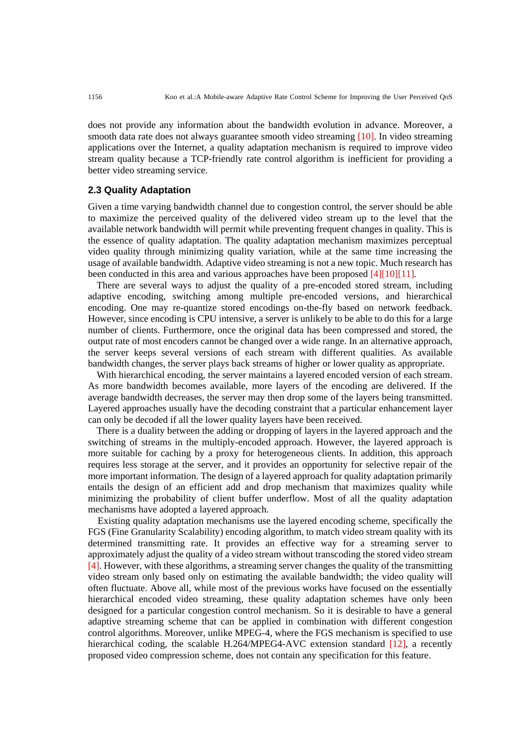does not provide any information about the bandwidth evolution in advance. Moreover, a smooth data rate does not always guarantee smooth video streaming [10]. In video streaming applications over the Internet, a quality adaptation mechanism is required to improve video stream quality because a TCP-friendly rate control algorithm is inefficient for providing a better video streaming service.

### 2.3 Quality Adaptation

Given a time varying bandwidth channel due to congestion control, the server should be able to maximize the perceived quality of the delivered video stream up to the level that the available network bandwidth will permit while preventing frequent changes in quality. This is the essence of quality adaptation. The quality adaptation mechanism maximizes perceptual video quality through minimizing quality variation, while at the same time increasing the usage of available bandwidth. Adaptive video streaming is not a new topic. Much research has been conducted in this area and various approaches have been proposed [4][10][11].

There are several ways to adjust the quality of a pre-encoded stored stream, including adaptive encoding, switching among multiple pre-encoded versions, and hierarchical encoding. One may re-quantize stored encodings on-the-fly based on network feedback. However, since encoding is CPU intensive, a server is unlikely to be able to do this for a large number of clients. Furthermore, once the original data has been compressed and stored, the output rate of most encoders cannot be changed over a wide range. In an alternative approach, the server keeps several versions of each stream with different qualities. As available bandwidth changes, the server plays back streams of higher or lower quality as appropriate.

With hierarchical encoding, the server maintains a layered encoded version of each stream. As more bandwidth becomes available, more layers of the encoding are delivered. If the average bandwidth decreases, the server may then drop some of the layers being transmitted. Layered approaches usually have the decoding constraint that a particular enhancement layer can only be decoded if all the lower quality layers have been received.

There is a duality between the adding or dropping of layers in the layered approach and the switching of streams in the multiply-encoded approach. However, the layered approach is more suitable for caching by a proxy for heterogeneous clients. In addition, this approach requires less storage at the server, and it provides an opportunity for selective repair of the more important information. The design of a layered approach for quality adaptation primarily entails the design of an efficient add and drop mechanism that maximizes quality while minimizing the probability of client buffer underflow. Most of all the quality adaptation mechanisms have adopted a layered approach.

Existing quality adaptation mechanisms use the layered encoding scheme, specifically the FGS (Fine Granularity Scalability) encoding algorithm, to match video stream quality with its determined transmitting rate. It provides an effective way for a streaming server to approximately adjust the quality of a video stream without transcoding the stored video stream [4]. However, with these algorithms, a streaming server changes the quality of the transmitting video stream only based only on estimating the available bandwidth; the video quality will often fluctuate. Above all, while most of the previous works have focused on the essentially hierarchical encoded video streaming, these quality adaptation schemes have only been designed for a particular congestion control mechanism. So it is desirable to have a general adaptive streaming scheme that can be applied in combination with different congestion control algorithms. Moreover, unlike MPEG-4, where the FGS mechanism is specified to use hierarchical coding, the scalable H.264/MPEG4-AVC extension standard [12], a recently proposed video compression scheme, does not contain any specification for this feature.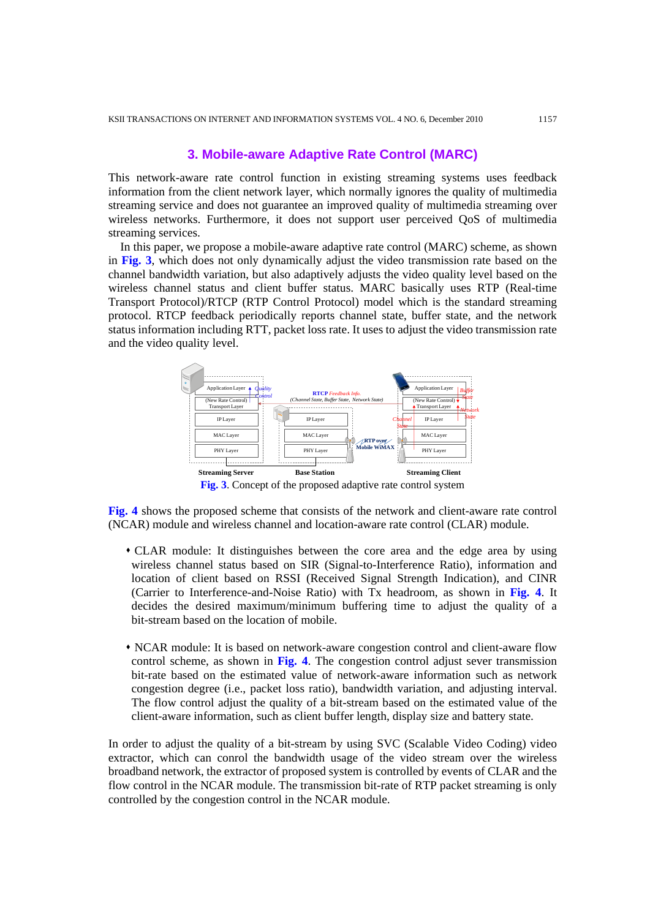## 3. Mobile-aware Adaptive Rate Control (MARC)

This network-aware rate control function in existing streaming systems uses feedback information from the client network layer, which normally ignores the quality of multimedia streaming service and does not guarantee an improved quality of multimedia streaming over wireless networks. Furthermore, it does not support user perceived QoS of multimedia streaming services.

In this paper, we propose a mobile-aware adaptive rate control (MARC) scheme, as shown in **Fig. 3**, which does not only dynamically adjust the video transmission rate based on the channel bandwidth variation, but also adaptively adjusts the video quality level based on the wireless channel status and client buffer status. MARC basically uses RTP (Real-time Transport Protocol)/RTCP (RTP Control Protocol) model which is the standard streaming protocol. RTCP feedback periodically reports channel state, buffer state, and the network status information including RTT, packet loss rate. It uses to adjust the video transmission rate and the video quality level.

**Fig. 3**. Concept of the proposed adaptive rate control system

**Fig. 4** shows the proposed scheme that consists of the network and client-aware rate control (NCAR) module and wireless channel and location-aware rate control (CLAR) module.

- CLAR module: It distinguishes between the core area and the edge area by using wireless channel status based on SIR (Signal-to-Interference Ratio), information and location of client based on RSSI (Received Signal Strength Indication), and CINR (Carrier to Interference-and-Noise Ratio) with Tx headroom, as shown in **Fig. 4**. It decides the desired maximum/minimum buffering time to adjust the quality of a bit-stream based on the location of mobile.

- NCAR module: It is based on network-aware congestion control and client-aware flow control scheme, as shown in **Fig. 4**. The congestion control adjust sever transmission bit-rate based on the estimated value of network-aware information such as network congestion degree (i.e., packet loss ratio), bandwidth variation, and adjusting interval. The flow control adjust the quality of a bit-stream based on the estimated value of the client-aware information, such as client buffer length, display size and battery state.

In order to adjust the quality of a bit-stream by using SVC (Scalable Video Coding) video extractor, which can conrol the bandwidth usage of the video stream over the wireless broadband network, the extractor of proposed system is controlled by events of CLAR and the flow control in the NCAR module. The transmission bit-rate of RTP packet streaming is only controlled by the congestion control in the NCAR module.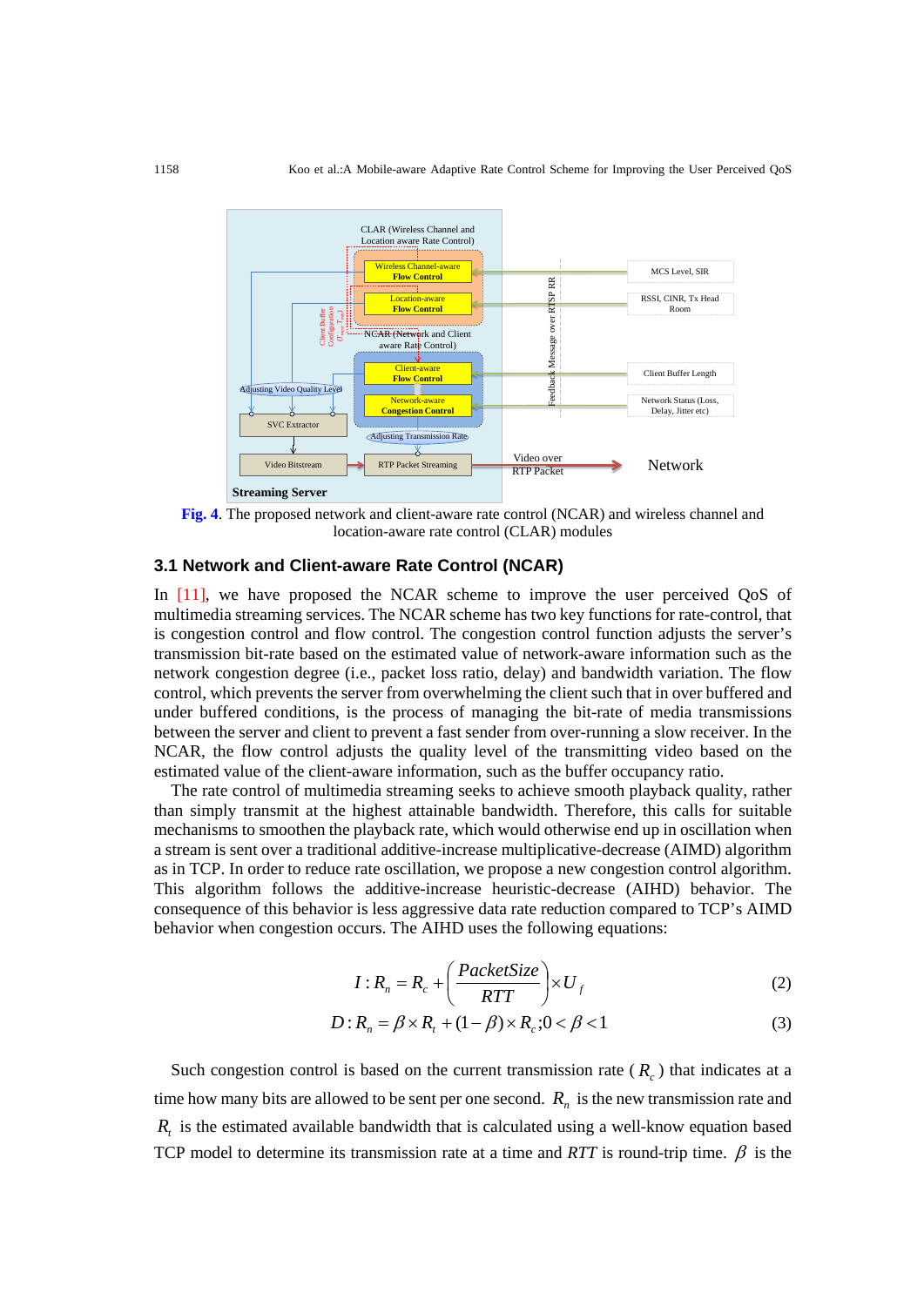**Fig. 4**. The proposed network and client-aware rate control (NCAR) and wireless channel and location-aware rate control (CLAR) modules

### 3.1 Network and Client-aware Rate Control (NCAR)

In [11], we have proposed the NCAR scheme to improve the user perceived QoS of multimedia streaming services. The NCAR scheme has two key functions for rate-control, that is congestion control and flow control. The congestion control function adjusts the server's transmission bit-rate based on the estimated value of network-aware information such as the network congestion degree (i.e., packet loss ratio, delay) and bandwidth variation. The flow control, which prevents the server from overwhelming the client such that in over buffered and under buffered conditions, is the process of managing the bit-rate of media transmissions between the server and client to prevent a fast sender from over-running a slow receiver. In the NCAR, the flow control adjusts the quality level of the transmitting video based on the estimated value of the client-aware information, such as the buffer occupancy ratio.

The rate control of multimedia streaming seeks to achieve smooth playback quality, rather than simply transmit at the highest attainable bandwidth. Therefore, this calls for suitable mechanisms to smoothen the playback rate, which would otherwise end up in oscillation when a stream is sent over a traditional additive-increase multiplicative-decrease (AIMD) algorithm as in TCP. In order to reduce rate oscillation, we propose a new congestion control algorithm. This algorithm follows the additive-increase heuristic-decrease (AIHD) behavior. The consequence of this behavior is less aggressive data rate reduction compared to TCP's AIMD behavior when congestion occurs. The AIHD uses the following equations:

$$I : R_n = R_c + \left( \frac{PacketSize}{RTT} \right) \times U_f \tag{2}$$

$$D : R_n = \beta \times R_t + (1 - \beta) \times R_c ; 0 < \beta < 1 \tag{3}$$

Such congestion control is based on the current transmission rate ($R_c$) that indicates at a time how many bits are allowed to be sent per one second. $R_n$ is the new transmission rate and $R_t$ is the estimated available bandwidth that is calculated using a well-know equation based TCP model to determine its transmission rate at a time and $RTT$ is round-trip time. $\beta$ is the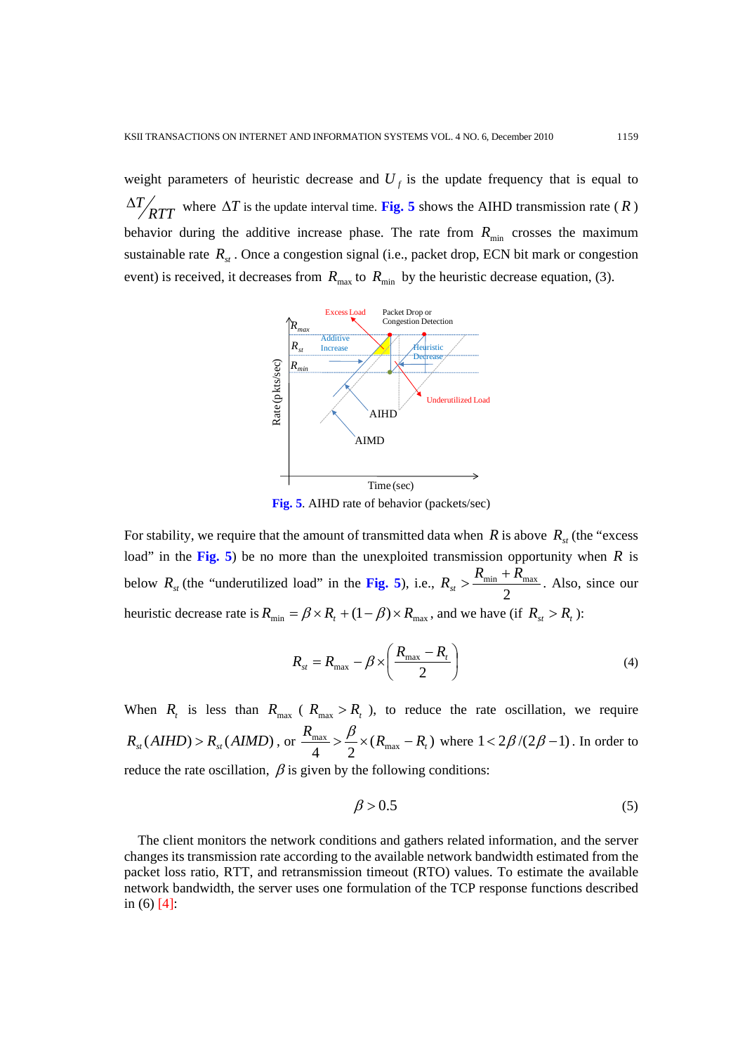weight parameters of heuristic decrease and $U_f$ is the update frequency that is equal to $\Delta T / RTT$ where $\Delta T$ is the update interval time. **Fig. 5** shows the AIHD transmission rate ( $R$ ) behavior during the additive increase phase. The rate from $R_{\min}$ crosses the maximum sustainable rate $R_{st}$. Once a congestion signal (i.e., packet drop, ECN bit mark or congestion event) is received, it decreases from $R_{\max}$ to $R_{\min}$ by the heuristic decrease equation, (3).

**Fig. 5**. AIHD rate of behavior (packets/sec)

For stability, we require that the amount of transmitted data when $R$ is above $R_{st}$ (the "excess load" in the **Fig. 5**) be no more than the unexploited transmission opportunity when $R$ is below $R_{st}$ (the "underutilized load" in the **Fig. 5**), i.e., $R_{st} > \dfrac{R_{\min} + R_{\max}}{2}$. Also, since our heuristic decrease rate is $R_{\min} = \beta \times R_t + (1-\beta) \times R_{\max}$, and we have (if $R_{st} > R_t$ ):

$$R_{st} = R_{\max} - \beta \times \left( \frac{R_{\max} - R_t}{2} \right) \tag{4}$$

When $R_t$ is less than $R_{\max}$ ( $R_{\max} > R_t$ ), to reduce the rate oscillation, we require $R_{st}(AIHD) > R_{st}(AIMD)$, or $\dfrac{R_{\max}}{4} > \dfrac{\beta}{2} \times (R_{\max} - R_t)$ where $1 < 2\beta / (2\beta - 1)$. In order to reduce the rate oscillation, $\beta$ is given by the following conditions:

$$\beta > 0.5 \tag{5}$$

The client monitors the network conditions and gathers related information, and the server changes its transmission rate according to the available network bandwidth estimated from the packet loss ratio, RTT, and retransmission timeout (RTO) values. To estimate the available network bandwidth, the server uses one formulation of the TCP response functions described in (6) [4]: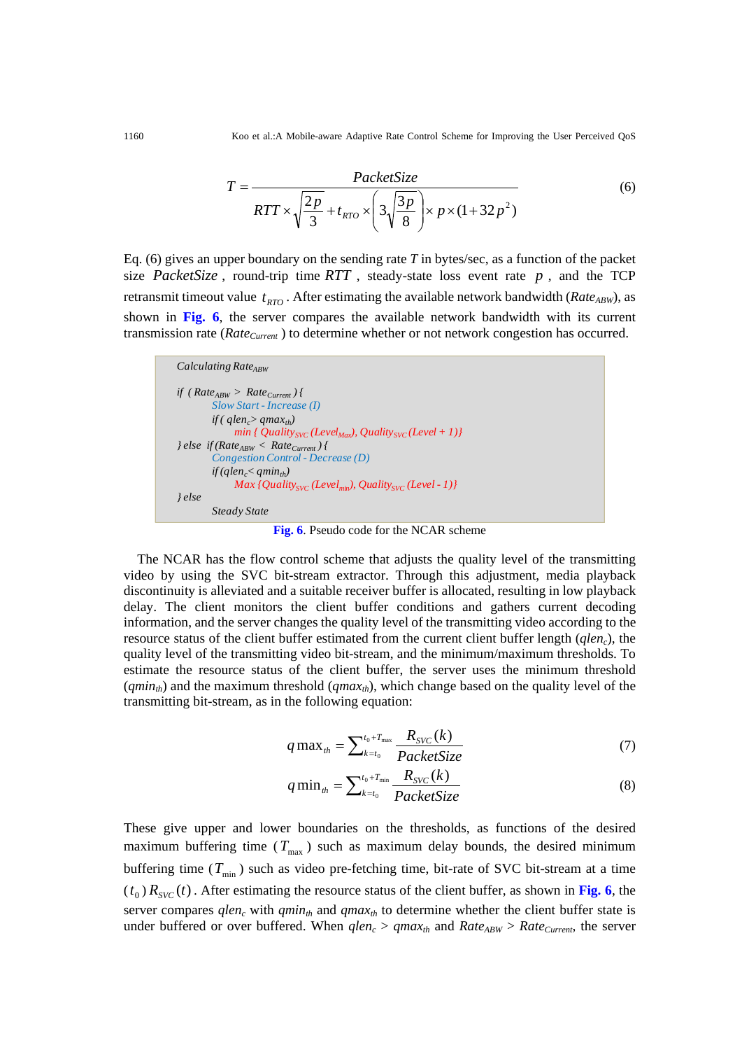$$T = \frac{PacketSize}{RTT \times \sqrt{\frac{2p}{3}} + t_{RTO} \times \left(3\sqrt{\frac{3p}{8}}\right) \times p \times (1 + 32p^2)} \tag{6}$$

Eq. (6) gives an upper boundary on the sending rate $T$ in bytes/sec, as a function of the packet size $PacketSize$, round-trip time $RTT$, steady-state loss event rate $p$, and the TCP retransmit timeout value $t_{RTO}$. After estimating the available network bandwidth ($Rate_{ABW}$), as shown in **Fig. 6**, the server compares the available network bandwidth with its current transmission rate ($Rate_{Current}$) to determine whether or not network congestion has occurred.

```
Calculating Rate_ABW

if ( Rate_ABW > Rate_Current ) {
        Slow Start - Increase (I)
        if ( qlen_c > qmax_th)
                min { Quality_SVC (Level_Max), Quality_SVC (Level + 1)}
} else  if (Rate_ABW < Rate_Current ) {
        Congestion Control - Decrease (D)
        if (qlen_c < qmin_th)
                Max {Quality_SVC (Level_min), Quality_SVC (Level - 1)}
} else
        Steady State
```

**Fig. 6**. Pseudo code for the NCAR scheme

The NCAR has the flow control scheme that adjusts the quality level of the transmitting video by using the SVC bit-stream extractor. Through this adjustment, media playback discontinuity is alleviated and a suitable receiver buffer is allocated, resulting in low playback delay. The client monitors the client buffer conditions and gathers current decoding information, and the server changes the quality level of the transmitting video according to the resource status of the client buffer estimated from the current client buffer length ($qlen_c$), the quality level of the transmitting video bit-stream, and the minimum/maximum thresholds. To estimate the resource status of the client buffer, the server uses the minimum threshold ($qmin_{th}$) and the maximum threshold ($qmax_{th}$), which change based on the quality level of the transmitting bit-stream, as in the following equation:

$$q\max_{th} = \sum_{k=t_0}^{t_0+T_{\max}} \frac{R_{SVC}(k)}{PacketSize} \tag{7}$$

$$q\min_{th} = \sum_{k=t_0}^{t_0+T_{\min}} \frac{R_{SVC}(k)}{PacketSize} \tag{8}$$

These give upper and lower boundaries on the thresholds, as functions of the desired maximum buffering time ($T_{\max}$) such as maximum delay bounds, the desired minimum buffering time ($T_{\min}$) such as video pre-fetching time, bit-rate of SVC bit-stream at a time ($t_0$) $R_{SVC}(t)$. After estimating the resource status of the client buffer, as shown in **Fig. 6**, the server compares $qlen_c$ with $qmin_{th}$ and $qmax_{th}$ to determine whether the client buffer state is under buffered or over buffered. When $qlen_c$ > $qmax_{th}$ and $Rate_{ABW}$ > $Rate_{Current}$, the server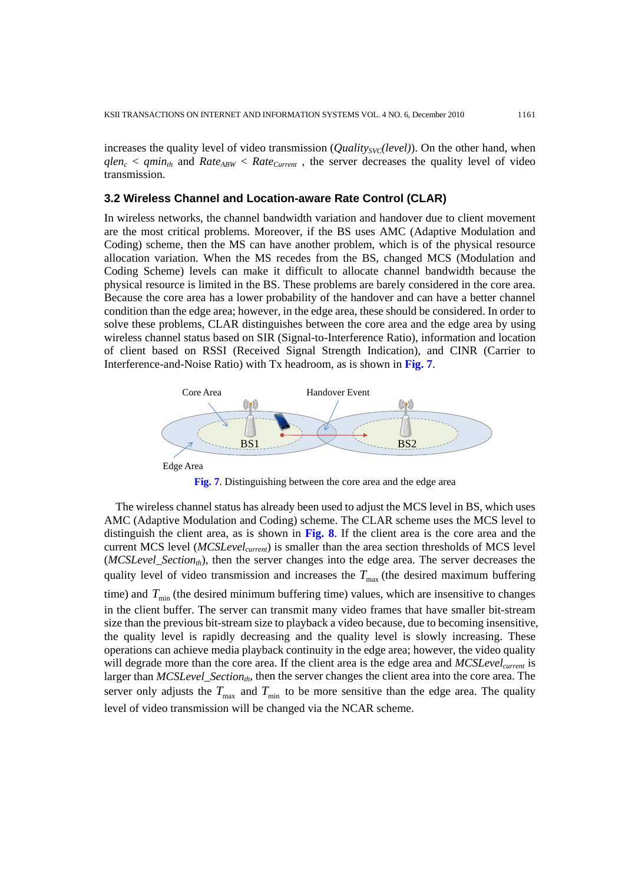increases the quality level of video transmission ($Quality_{SVC}(level)$). On the other hand, when $qlen_c < qmin_{th}$ and $Rate_{ABW} < Rate_{Current}$ , the server decreases the quality level of video transmission.

### 3.2 Wireless Channel and Location-aware Rate Control (CLAR)

In wireless networks, the channel bandwidth variation and handover due to client movement are the most critical problems. Moreover, if the BS uses AMC (Adaptive Modulation and Coding) scheme, then the MS can have another problem, which is of the physical resource allocation variation. When the MS recedes from the BS, changed MCS (Modulation and Coding Scheme) levels can make it difficult to allocate channel bandwidth because the physical resource is limited in the BS. These problems are barely considered in the core area. Because the core area has a lower probability of the handover and can have a better channel condition than the edge area; however, in the edge area, these should be considered. In order to solve these problems, CLAR distinguishes between the core area and the edge area by using wireless channel status based on SIR (Signal-to-Interference Ratio), information and location of client based on RSSI (Received Signal Strength Indication), and CINR (Carrier to Interference-and-Noise Ratio) with Tx headroom, as is shown in **Fig. 7**.

**Fig. 7**. Distinguishing between the core area and the edge area

The wireless channel status has already been used to adjust the MCS level in BS, which uses AMC (Adaptive Modulation and Coding) scheme. The CLAR scheme uses the MCS level to distinguish the client area, as is shown in **Fig. 8**. If the client area is the core area and the current MCS level ($MCSLevel_{current}$) is smaller than the area section thresholds of MCS level ($MCSLevel\_Section_{th}$), then the server changes into the edge area. The server decreases the quality level of video transmission and increases the $T_{\max}$ (the desired maximum buffering time) and $T_{\min}$ (the desired minimum buffering time) values, which are insensitive to changes in the client buffer. The server can transmit many video frames that have smaller bit-stream size than the previous bit-stream size to playback a video because, due to becoming insensitive, the quality level is rapidly decreasing and the quality level is slowly increasing. These operations can achieve media playback continuity in the edge area; however, the video quality will degrade more than the core area. If the client area is the edge area and $MCSLevel_{current}$ is larger than $MCSLevel\_Section_{th}$, then the server changes the client area into the core area. The server only adjusts the $T_{\max}$ and $T_{\min}$ to be more sensitive than the edge area. The quality level of video transmission will be changed via the NCAR scheme.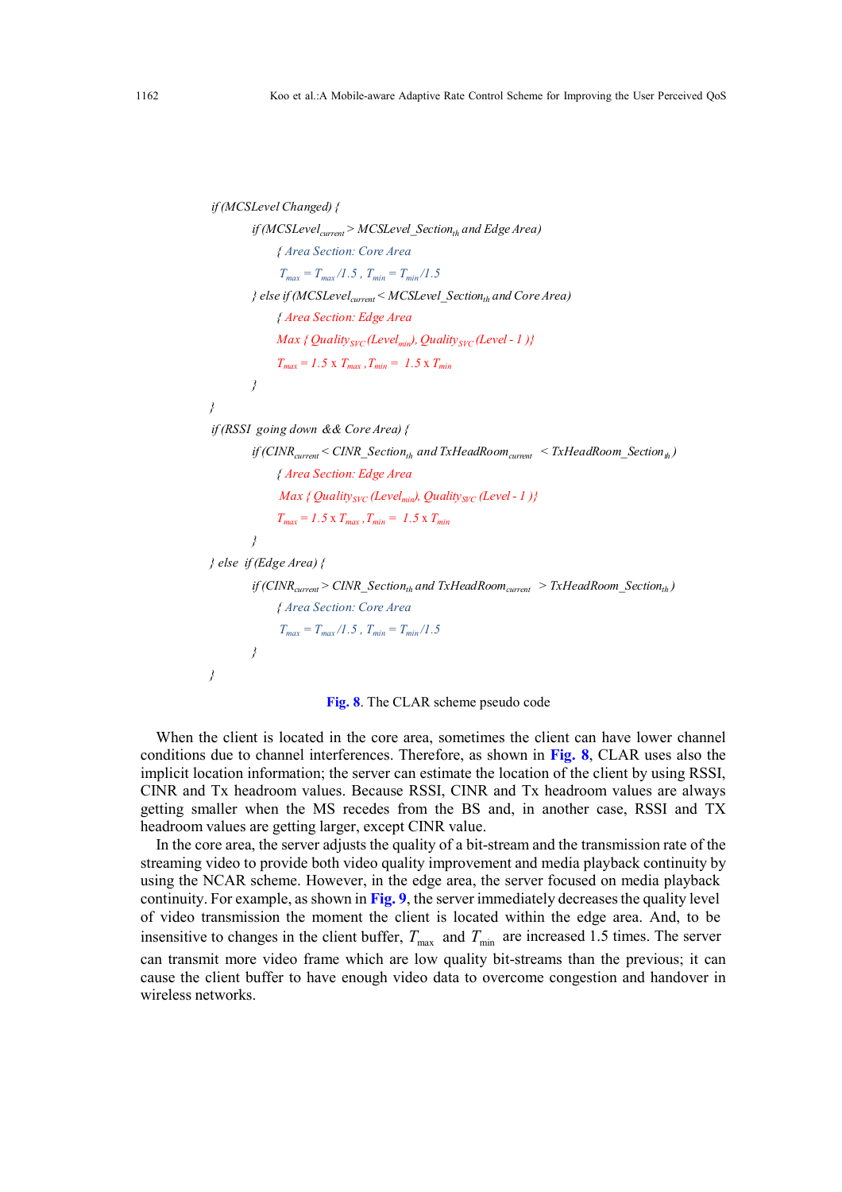```
if (MCSLevel Changed) {
        if (MCSLevel_current > MCSLevel_Section_th and Edge Area)
            { Area Section: Core Area
              T_max = T_max /1.5 , T_min = T_min /1.5
        } else if (MCSLevel_current < MCSLevel_Section_th and Core Area)
            { Area Section: Edge Area
              Max { Quality_SVC (Level_min), Quality_SVC (Level - 1 )}
              T_max = 1.5 x T_max , T_min = 1.5 x T_min
        }
}
if (RSSI going down && Core Area) {
        if (CINR_current < CINR_Section_th and TxHeadRoom_current < TxHeadRoom_Section_th )
            { Area Section: Edge Area
              Max { Quality_SVC (Level_min), Quality_SVC (Level - 1 )}
              T_max = 1.5 x T_max , T_min = 1.5 x T_min
        }
} else if (Edge Area) {
        if (CINR_current > CINR_Section_th and TxHeadRoom_current > TxHeadRoom_Section_th )
            { Area Section: Core Area
              T_max = T_max /1.5 , T_min = T_min /1.5
        }
}
```

**Fig. 8**. The CLAR scheme pseudo code

When the client is located in the core area, sometimes the client can have lower channel conditions due to channel interferences. Therefore, as shown in **Fig. 8**, CLAR uses also the implicit location information; the server can estimate the location of the client by using RSSI, CINR and Tx headroom values. Because RSSI, CINR and Tx headroom values are always getting smaller when the MS recedes from the BS and, in another case, RSSI and TX headroom values are getting larger, except CINR value.

In the core area, the server adjusts the quality of a bit-stream and the transmission rate of the streaming video to provide both video quality improvement and media playback continuity by using the NCAR scheme. However, in the edge area, the server focused on media playback continuity. For example, as shown in **Fig. 9**, the server immediately decreases the quality level of video transmission the moment the client is located within the edge area. And, to be insensitive to changes in the client buffer, $T_{\max}$ and $T_{\min}$ are increased 1.5 times. The server can transmit more video frame which are low quality bit-streams than the previous; it can cause the client buffer to have enough video data to overcome congestion and handover in wireless networks.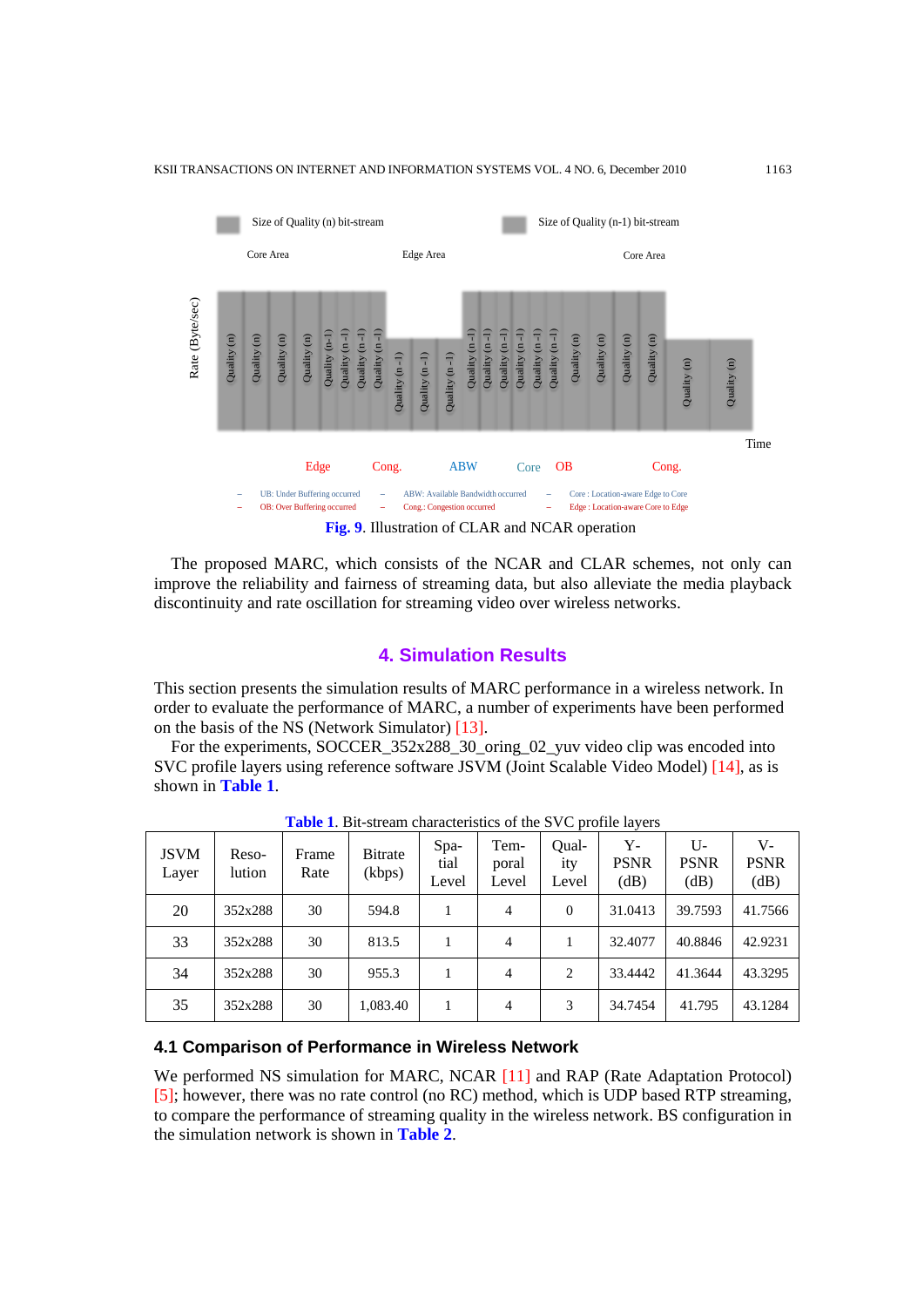Size of Quality (n) bit-stream    Size of Quality (n-1) bit-stream

Core Area    Edge Area    Core Area

Rate (Byte/sec)

Quality (n) Quality (n) Quality (n) Quality (n) Quality (n-1) Quality (n-1) Quality (n-1) Quality (n-1) Quality (n-1) Quality (n-1) Quality (n-1) Quality (n-1) Quality (n-1) Quality (n-1) Quality (n-1) Quality (n-1) Quality (n-1) Quality (n) Quality (n) Quality (n) Quality (n) Quality (n) Quality (n)

Time

Edge    Cong.    ABW    Core    OB    Cong.

– UB: Under Buffering occurred – ABW: Available Bandwidth occurred – Core : Location-aware Edge to Core
– OB: Over Buffering occurred – Cong.: Congestion occurred – Edge : Location-aware Core to Edge

**Fig. 9**. Illustration of CLAR and NCAR operation

The proposed MARC, which consists of the NCAR and CLAR schemes, not only can improve the reliability and fairness of streaming data, but also alleviate the media playback discontinuity and rate oscillation for streaming video over wireless networks.

## 4. Simulation Results

This section presents the simulation results of MARC performance in a wireless network. In order to evaluate the performance of MARC, a number of experiments have been performed on the basis of the NS (Network Simulator) [13].

For the experiments, SOCCER_352x288_30_oring_02_yuv video clip was encoded into SVC profile layers using reference software JSVM (Joint Scalable Video Model) [14], as is shown in **Table 1**.

**Table 1**. Bit-stream characteristics of the SVC profile layers

| JSVM Layer | Reso-lution | Frame Rate | Bitrate (kbps) | Spa-tial Level | Tem-poral Level | Qual-ity Level | Y-PSNR (dB) | U-PSNR (dB) | V-PSNR (dB) |
|---|---|---|---|---|---|---|---|---|---|
| 20 | 352x288 | 30 | 594.8 | 1 | 4 | 0 | 31.0413 | 39.7593 | 41.7566 |
| 33 | 352x288 | 30 | 813.5 | 1 | 4 | 1 | 32.4077 | 40.8846 | 42.9231 |
| 34 | 352x288 | 30 | 955.3 | 1 | 4 | 2 | 33.4442 | 41.3644 | 43.3295 |
| 35 | 352x288 | 30 | 1,083.40 | 1 | 4 | 3 | 34.7454 | 41.795 | 43.1284 |

### 4.1 Comparison of Performance in Wireless Network

We performed NS simulation for MARC, NCAR [11] and RAP (Rate Adaptation Protocol) [5]; however, there was no rate control (no RC) method, which is UDP based RTP streaming, to compare the performance of streaming quality in the wireless network. BS configuration in the simulation network is shown in **Table 2**.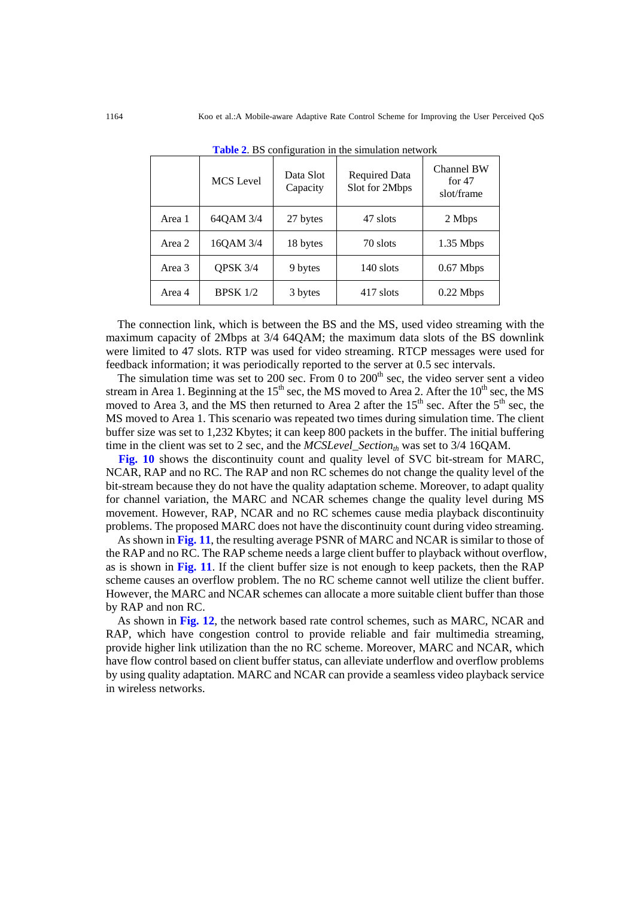**Table 2**. BS configuration in the simulation network

| | MCS Level | Data Slot Capacity | Required Data Slot for 2Mbps | Channel BW for 47 slot/frame |
|---|---|---|---|---|
| Area 1 | 64QAM 3/4 | 27 bytes | 47 slots | 2 Mbps |
| Area 2 | 16QAM 3/4 | 18 bytes | 70 slots | 1.35 Mbps |
| Area 3 | QPSK 3/4 | 9 bytes | 140 slots | 0.67 Mbps |
| Area 4 | BPSK 1/2 | 3 bytes | 417 slots | 0.22 Mbps |

The connection link, which is between the BS and the MS, used video streaming with the maximum capacity of 2Mbps at 3/4 64QAM; the maximum data slots of the BS downlink were limited to 47 slots. RTP was used for video streaming. RTCP messages were used for feedback information; it was periodically reported to the server at 0.5 sec intervals.

The simulation time was set to 200 sec. From 0 to 200$^{th}$ sec, the video server sent a video stream in Area 1. Beginning at the 15$^{th}$ sec, the MS moved to Area 2. After the 10$^{th}$ sec, the MS moved to Area 3, and the MS then returned to Area 2 after the 15$^{th}$ sec. After the 5$^{th}$ sec, the MS moved to Area 1. This scenario was repeated two times during simulation time. The client buffer size was set to 1,232 Kbytes; it can keep 800 packets in the buffer. The initial buffering time in the client was set to 2 sec, and the $MCSLevel\_Section_{th}$ was set to 3/4 16QAM.

**Fig. 10** shows the discontinuity count and quality level of SVC bit-stream for MARC, NCAR, RAP and no RC. The RAP and non RC schemes do not change the quality level of the bit-stream because they do not have the quality adaptation scheme. Moreover, to adapt quality for channel variation, the MARC and NCAR schemes change the quality level during MS movement. However, RAP, NCAR and no RC schemes cause media playback discontinuity problems. The proposed MARC does not have the discontinuity count during video streaming.

As shown in **Fig. 11**, the resulting average PSNR of MARC and NCAR is similar to those of the RAP and no RC. The RAP scheme needs a large client buffer to playback without overflow, as is shown in **Fig. 11**. If the client buffer size is not enough to keep packets, then the RAP scheme causes an overflow problem. The no RC scheme cannot well utilize the client buffer. However, the MARC and NCAR schemes can allocate a more suitable client buffer than those by RAP and non RC.

As shown in **Fig. 12**, the network based rate control schemes, such as MARC, NCAR and RAP, which have congestion control to provide reliable and fair multimedia streaming, provide higher link utilization than the no RC scheme. Moreover, MARC and NCAR, which have flow control based on client buffer status, can alleviate underflow and overflow problems by using quality adaptation. MARC and NCAR can provide a seamless video playback service in wireless networks.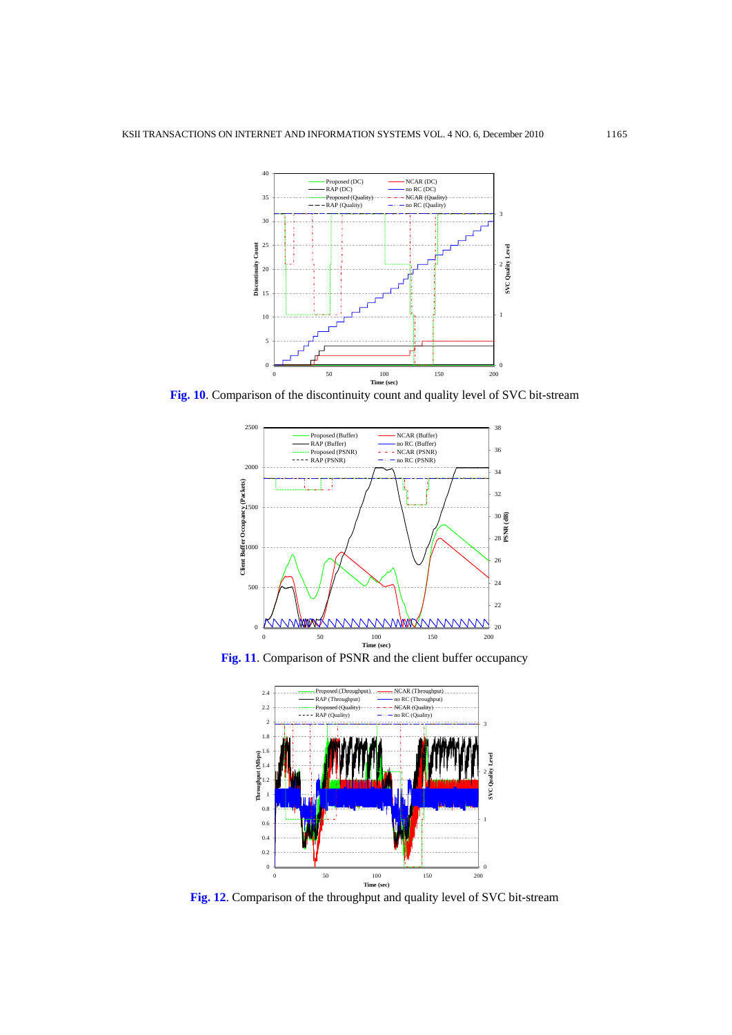**Fig. 10**. Comparison of the discontinuity count and quality level of SVC bit-stream

**Fig. 11**. Comparison of PSNR and the client buffer occupancy

**Fig. 12**. Comparison of the throughput and quality level of SVC bit-stream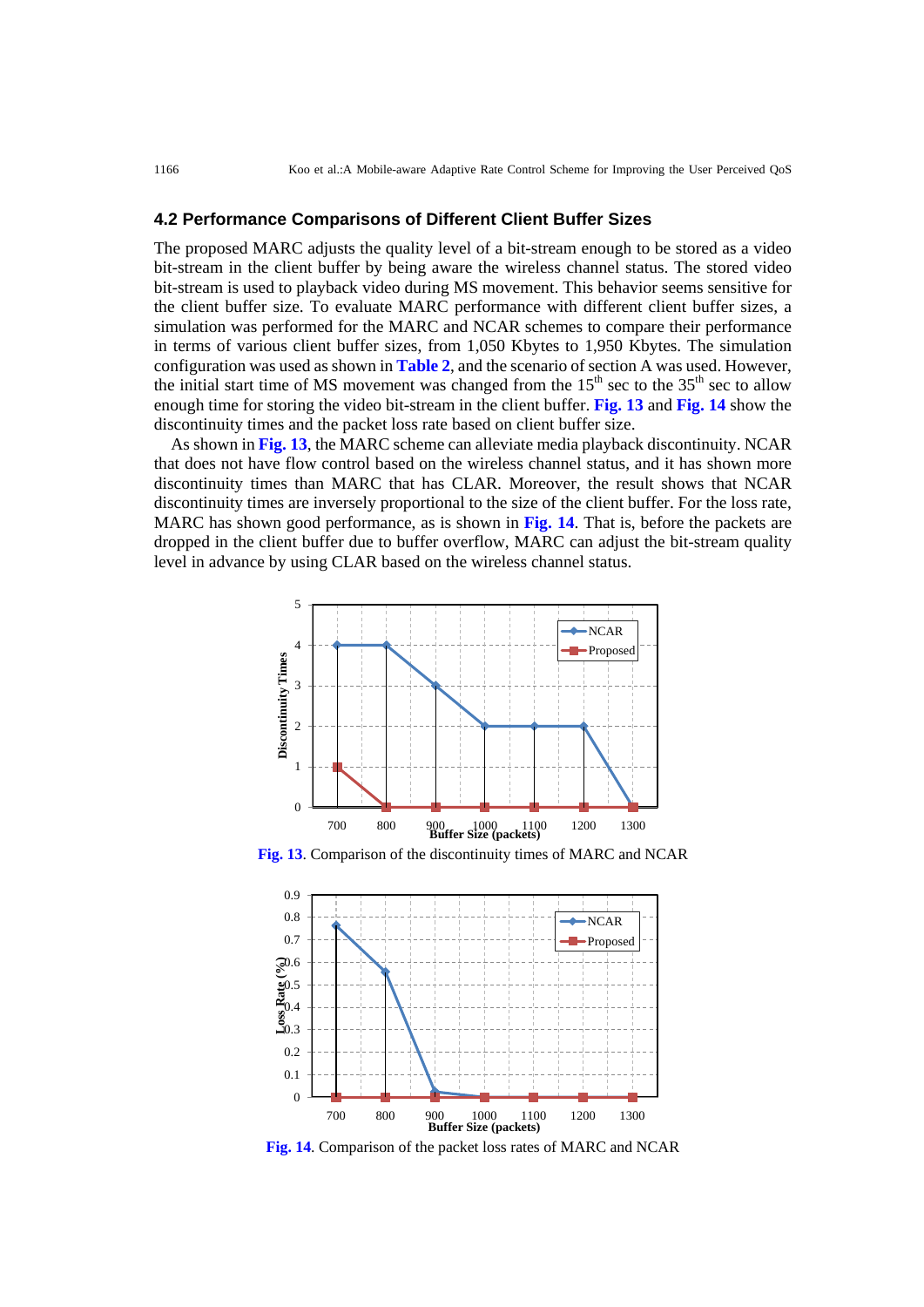### 4.2 Performance Comparisons of Different Client Buffer Sizes

The proposed MARC adjusts the quality level of a bit-stream enough to be stored as a video bit-stream in the client buffer by being aware the wireless channel status. The stored video bit-stream is used to playback video during MS movement. This behavior seems sensitive for the client buffer size. To evaluate MARC performance with different client buffer sizes, a simulation was performed for the MARC and NCAR schemes to compare their performance in terms of various client buffer sizes, from 1,050 Kbytes to 1,950 Kbytes. The simulation configuration was used as shown in **Table 2**, and the scenario of section A was used. However, the initial start time of MS movement was changed from the $15^{th}$ sec to the $35^{th}$ sec to allow enough time for storing the video bit-stream in the client buffer. **Fig. 13** and **Fig. 14** show the discontinuity times and the packet loss rate based on client buffer size.

As shown in **Fig. 13**, the MARC scheme can alleviate media playback discontinuity. NCAR that does not have flow control based on the wireless channel status, and it has shown more discontinuity times than MARC that has CLAR. Moreover, the result shows that NCAR discontinuity times are inversely proportional to the size of the client buffer. For the loss rate, MARC has shown good performance, as is shown in **Fig. 14**. That is, before the packets are dropped in the client buffer due to buffer overflow, MARC can adjust the bit-stream quality level in advance by using CLAR based on the wireless channel status.

**Fig. 13**. Comparison of the discontinuity times of MARC and NCAR

**Fig. 14**. Comparison of the packet loss rates of MARC and NCAR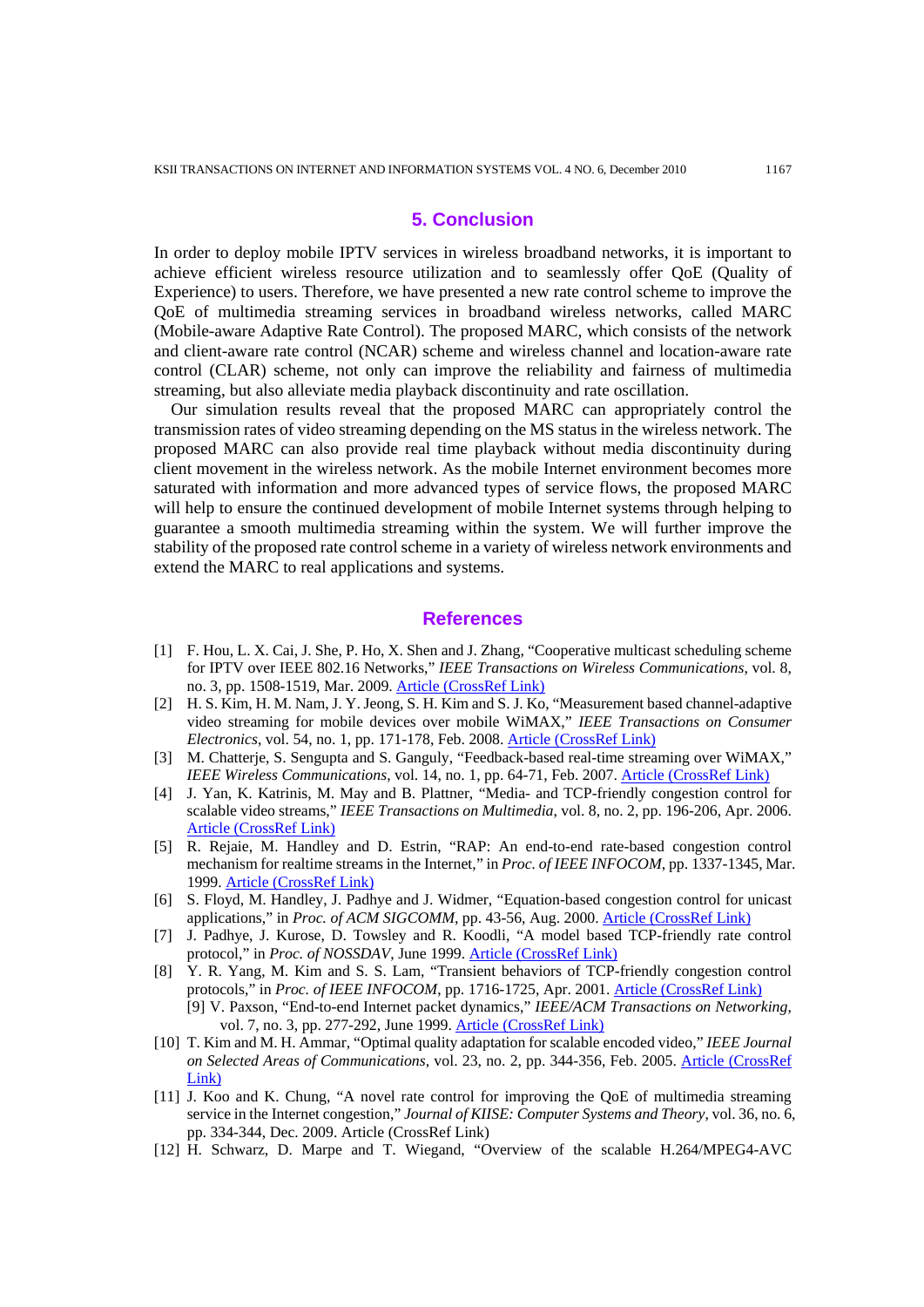## 5. Conclusion

In order to deploy mobile IPTV services in wireless broadband networks, it is important to achieve efficient wireless resource utilization and to seamlessly offer QoE (Quality of Experience) to users. Therefore, we have presented a new rate control scheme to improve the QoE of multimedia streaming services in broadband wireless networks, called MARC (Mobile-aware Adaptive Rate Control). The proposed MARC, which consists of the network and client-aware rate control (NCAR) scheme and wireless channel and location-aware rate control (CLAR) scheme, not only can improve the reliability and fairness of multimedia streaming, but also alleviate media playback discontinuity and rate oscillation.

Our simulation results reveal that the proposed MARC can appropriately control the transmission rates of video streaming depending on the MS status in the wireless network. The proposed MARC can also provide real time playback without media discontinuity during client movement in the wireless network. As the mobile Internet environment becomes more saturated with information and more advanced types of service flows, the proposed MARC will help to ensure the continued development of mobile Internet systems through helping to guarantee a smooth multimedia streaming within the system. We will further improve the stability of the proposed rate control scheme in a variety of wireless network environments and extend the MARC to real applications and systems.

## References

[1] F. Hou, L. X. Cai, J. She, P. Ho, X. Shen and J. Zhang, "Cooperative multicast scheduling scheme for IPTV over IEEE 802.16 Networks," *IEEE Transactions on Wireless Communications*, vol. 8, no. 3, pp. 1508-1519, Mar. 2009. Article (CrossRef Link)

[2] H. S. Kim, H. M. Nam, J. Y. Jeong, S. H. Kim and S. J. Ko, "Measurement based channel-adaptive video streaming for mobile devices over mobile WiMAX," *IEEE Transactions on Consumer Electronics*, vol. 54, no. 1, pp. 171-178, Feb. 2008. Article (CrossRef Link)

[3] M. Chatterje, S. Sengupta and S. Ganguly, "Feedback-based real-time streaming over WiMAX," *IEEE Wireless Communications*, vol. 14, no. 1, pp. 64-71, Feb. 2007. Article (CrossRef Link)

[4] J. Yan, K. Katrinis, M. May and B. Plattner, "Media- and TCP-friendly congestion control for scalable video streams," *IEEE Transactions on Multimedia*, vol. 8, no. 2, pp. 196-206, Apr. 2006. Article (CrossRef Link)

[5] R. Rejaie, M. Handley and D. Estrin, "RAP: An end-to-end rate-based congestion control mechanism for realtime streams in the Internet," in *Proc. of IEEE INFOCOM*, pp. 1337-1345, Mar. 1999. Article (CrossRef Link)

[6] S. Floyd, M. Handley, J. Padhye and J. Widmer, "Equation-based congestion control for unicast applications," in *Proc. of ACM SIGCOMM*, pp. 43-56, Aug. 2000. Article (CrossRef Link)

[7] J. Padhye, J. Kurose, D. Towsley and R. Koodli, "A model based TCP-friendly rate control protocol," in *Proc. of NOSSDAV*, June 1999. Article (CrossRef Link)

[8] Y. R. Yang, M. Kim and S. S. Lam, "Transient behaviors of TCP-friendly congestion control protocols," in *Proc. of IEEE INFOCOM*, pp. 1716-1725, Apr. 2001. Article (CrossRef Link)

[9] V. Paxson, "End-to-end Internet packet dynamics," *IEEE/ACM Transactions on Networking*, vol. 7, no. 3, pp. 277-292, June 1999. Article (CrossRef Link)

[10] T. Kim and M. H. Ammar, "Optimal quality adaptation for scalable encoded video," *IEEE Journal on Selected Areas of Communications*, vol. 23, no. 2, pp. 344-356, Feb. 2005. Article (CrossRef Link)

[11] J. Koo and K. Chung, "A novel rate control for improving the QoE of multimedia streaming service in the Internet congestion," *Journal of KIISE: Computer Systems and Theory*, vol. 36, no. 6, pp. 334-344, Dec. 2009. Article (CrossRef Link)

[12] H. Schwarz, D. Marpe and T. Wiegand, "Overview of the scalable H.264/MPEG4-AVC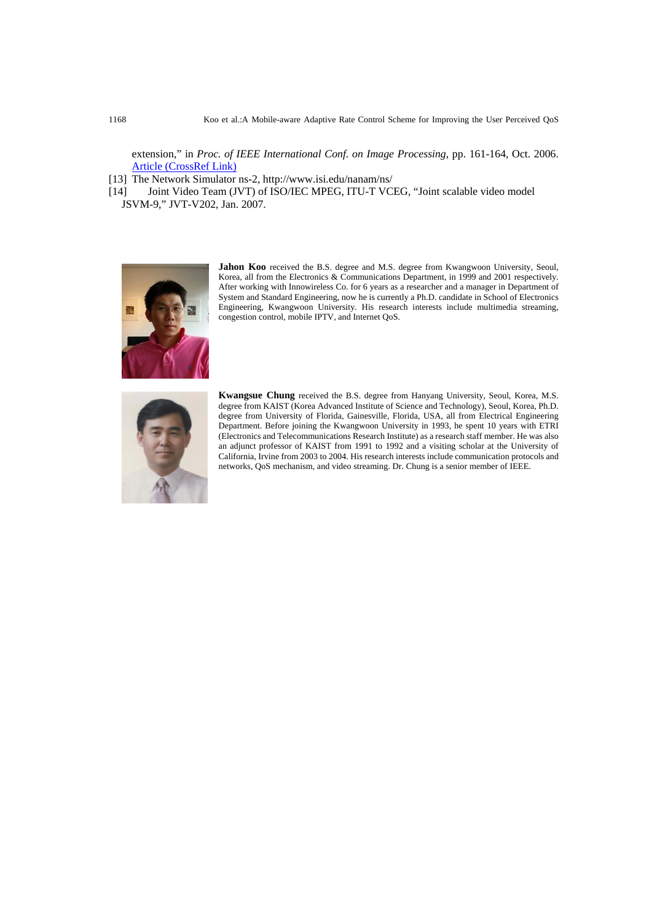extension," in *Proc. of IEEE International Conf. on Image Processing*, pp. 161-164, Oct. 2006. Article (CrossRef Link)

[13] The Network Simulator ns-2, http://www.isi.edu/nanam/ns/

[14] Joint Video Team (JVT) of ISO/IEC MPEG, ITU-T VCEG, "Joint scalable video model JSVM-9," JVT-V202, Jan. 2007.

**Jahon Koo** received the B.S. degree and M.S. degree from Kwangwoon University, Seoul, Korea, all from the Electronics & Communications Department, in 1999 and 2001 respectively. After working with Innowireless Co. for 6 years as a researcher and a manager in Department of System and Standard Engineering, now he is currently a Ph.D. candidate in School of Electronics Engineering, Kwangwoon University. His research interests include multimedia streaming, congestion control, mobile IPTV, and Internet QoS.

**Kwangsue Chung** received the B.S. degree from Hanyang University, Seoul, Korea, M.S. degree from KAIST (Korea Advanced Institute of Science and Technology), Seoul, Korea, Ph.D. degree from University of Florida, Gainesville, Florida, USA, all from Electrical Engineering Department. Before joining the Kwangwoon University in 1993, he spent 10 years with ETRI (Electronics and Telecommunications Research Institute) as a research staff member. He was also an adjunct professor of KAIST from 1991 to 1992 and a visiting scholar at the University of California, Irvine from 2003 to 2004. His research interests include communication protocols and networks, QoS mechanism, and video streaming. Dr. Chung is a senior member of IEEE.